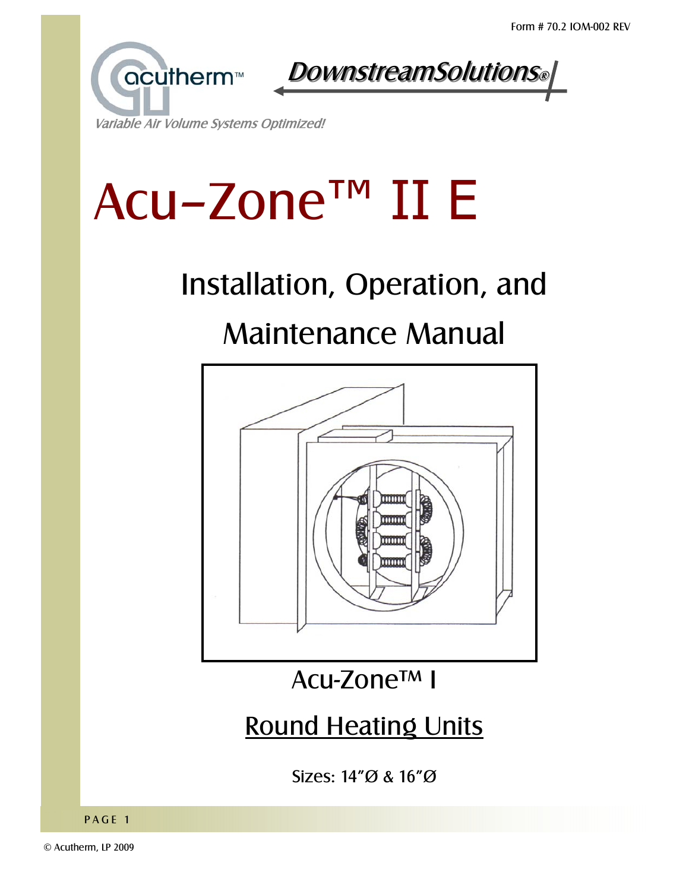Form # 70.2 IOM-002 REV

acutherm™

DownstreamSolutions®

*Variable Air Volume Systems Optimized!*

# Acu-Zone™ II E

## Installation, Operation, and Maintenance Manual

Acu-Zone™ I

## Round Heating Units

Sizes: 14"Ø & 16"Ø

© Acutherm, LP 2009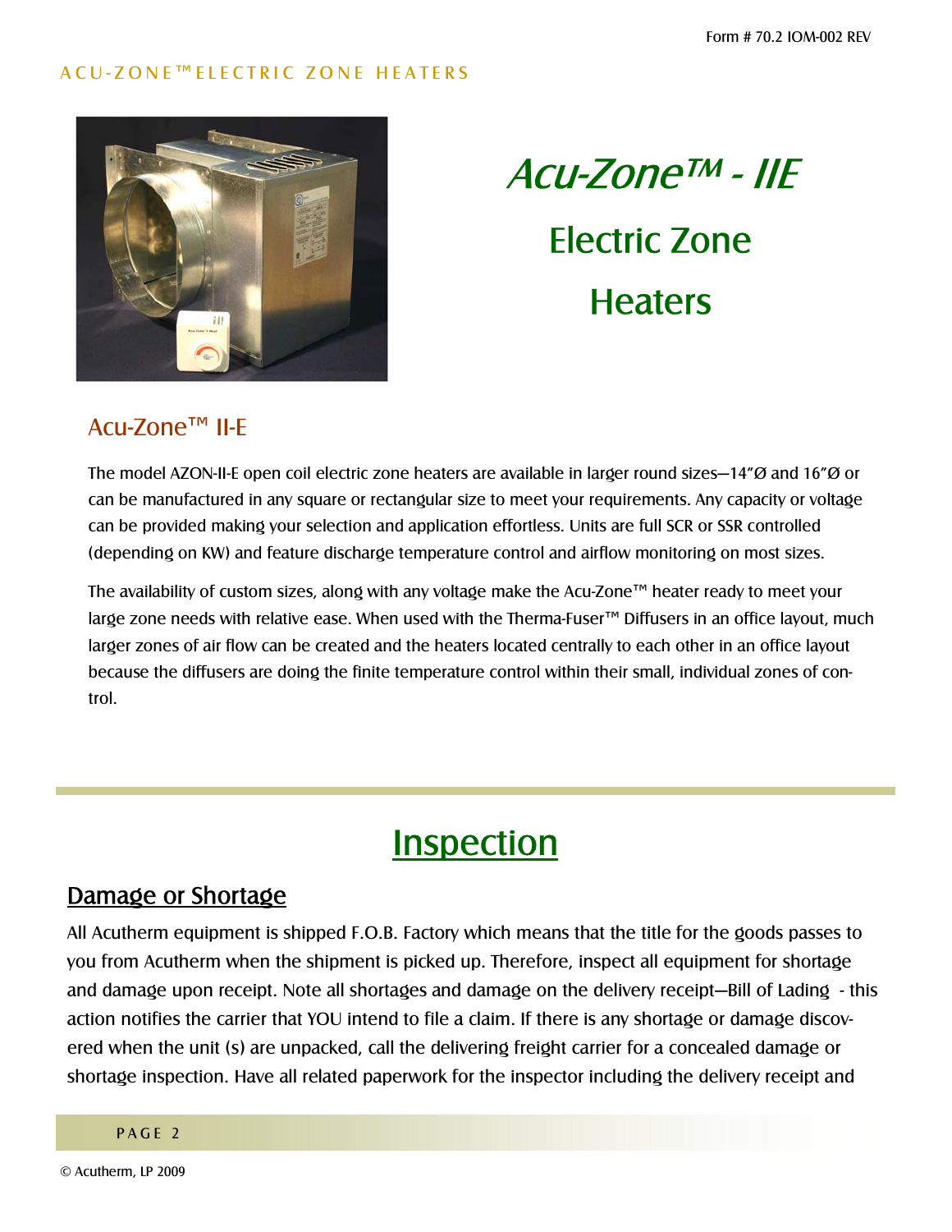# Acu-Zone™ - IIE

## Electric Zone Heaters

### Acu-Zone™ II-E

The model AZON-II-E open coil electric zone heaters are available in larger round sizes—14"Ø and 16"Ø or can be manufactured in any square or rectangular size to meet your requirements. Any capacity or voltage can be provided making your selection and application effortless. Units are full SCR or SSR controlled (depending on KW) and feature discharge temperature control and airflow monitoring on most sizes.

The availability of custom sizes, along with any voltage make the Acu-Zone™ heater ready to meet your large zone needs with relative ease. When used with the Therma-Fuser™ Diffusers in an office layout, much larger zones of air flow can be created and the heaters located centrally to each other in an office layout because the diffusers are doing the finite temperature control within their small, individual zones of control.

## Inspection

### Damage or Shortage

All Acutherm equipment is shipped F.O.B. Factory which means that the title for the goods passes to you from Acutherm when the shipment is picked up. Therefore, inspect all equipment for shortage and damage upon receipt. Note all shortages and damage on the delivery receipt—Bill of Lading - this action notifies the carrier that YOU intend to file a claim. If there is any shortage or damage discovered when the unit (s) are unpacked, call the delivering freight carrier for a concealed damage or shortage inspection. Have all related paperwork for the inspector including the delivery receipt and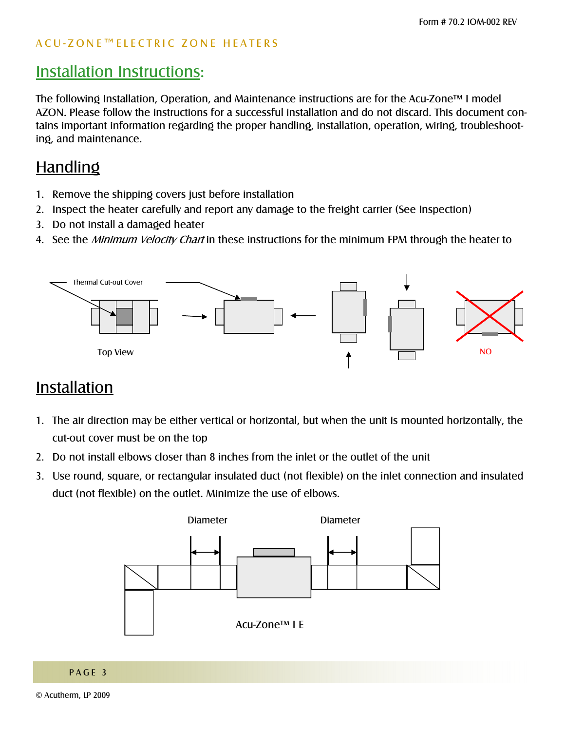## Installation Instructions:

The following Installation, Operation, and Maintenance instructions are for the Acu-Zone™ I model AZON. Please follow the instructions for a successful installation and do not discard. This document contains important information regarding the proper handling, installation, operation, wiring, troubleshooting, and maintenance.

## Handling

1. Remove the shipping covers just before installation
2. Inspect the heater carefully and report any damage to the freight carrier (See Inspection)
3. Do not install a damaged heater
4. See the *Minimum Velocity Chart* in these instructions for the minimum FPM through the heater to

Thermal Cut-out Cover

Top View

NO

## Installation

1. The air direction may be either vertical or horizontal, but when the unit is mounted horizontally, the cut-out cover must be on the top
2. Do not install elbows closer than 8 inches from the inlet or the outlet of the unit
3. Use round, square, or rectangular insulated duct (not flexible) on the inlet connection and insulated duct (not flexible) on the outlet. Minimize the use of elbows.

Diameter

Diameter

Acu-Zone™ I E

© Acutherm, LP 2009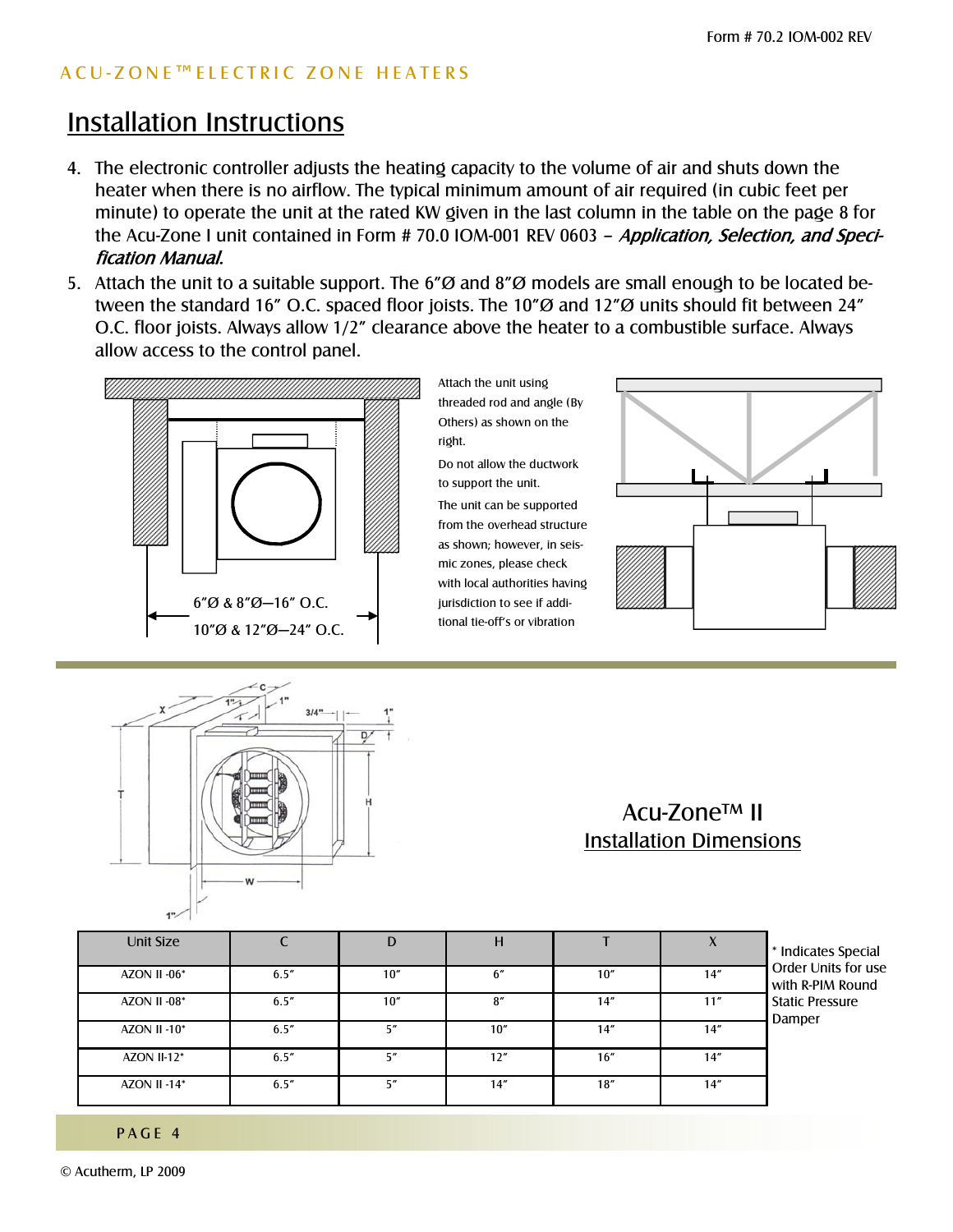ACU-ZONE™ ELECTRIC ZONE HEATERS

# Installation Instructions

4. The electronic controller adjusts the heating capacity to the volume of air and shuts down the heater when there is no airflow. The typical minimum amount of air required (in cubic feet per minute) to operate the unit at the rated KW given in the last column in the table on the page 8 for the Acu-Zone I unit contained in Form # 70.0 IOM-001 REV 0603 – *Application, Selection, and Specification Manual*.
5. Attach the unit to a suitable support. The 6"Ø and 8"Ø models are small enough to be located between the standard 16" O.C. spaced floor joists. The 10"Ø and 12"Ø units should fit between 24" O.C. floor joists. Always allow 1/2" clearance above the heater to a combustible surface. Always allow access to the control panel.

6"Ø & 8"Ø—16" O.C.
10"Ø & 12"Ø—24" O.C.

Attach the unit using threaded rod and angle (By Others) as shown on the right.

Do not allow the ductwork to support the unit.

The unit can be supported from the overhead structure as shown; however, in seismic zones, please check with local authorities having jurisdiction to see if additional tie-off's or vibration

## Acu-Zone™ II Installation Dimensions

| Unit Size | C | D | H | T | X |
|---|---|---|---|---|---|
| AZON II -06* | 6.5" | 10" | 6" | 10" | 14" |
| AZON II -08* | 6.5" | 10" | 8" | 14" | 11" |
| AZON II -10* | 6.5" | 5" | 10" | 14" | 14" |
| AZON II-12* | 6.5" | 5" | 12" | 16" | 14" |
| AZON II -14* | 6.5" | 5" | 14" | 18" | 14" |

* Indicates Special Order Units for use with R-PIM Round Static Pressure Damper

© Acutherm, LP 2009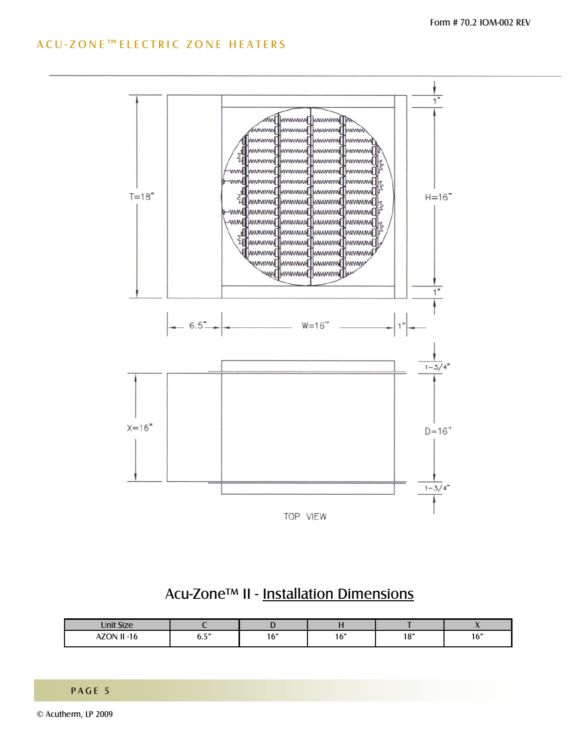T=18"

H=16"

1"

1"

6.5"

W=16"

1"

1-3/4"

X=16"

D=16"

1-3/4"

TOP VIEW

## Acu-Zone™ II - Installation Dimensions

| Unit Size | C | D | H | T | X |
|---|---|---|---|---|---|
| AZON II -16 | 6.5″ | 16″ | 16″ | 18″ | 16″ |

© Acutherm, LP 2009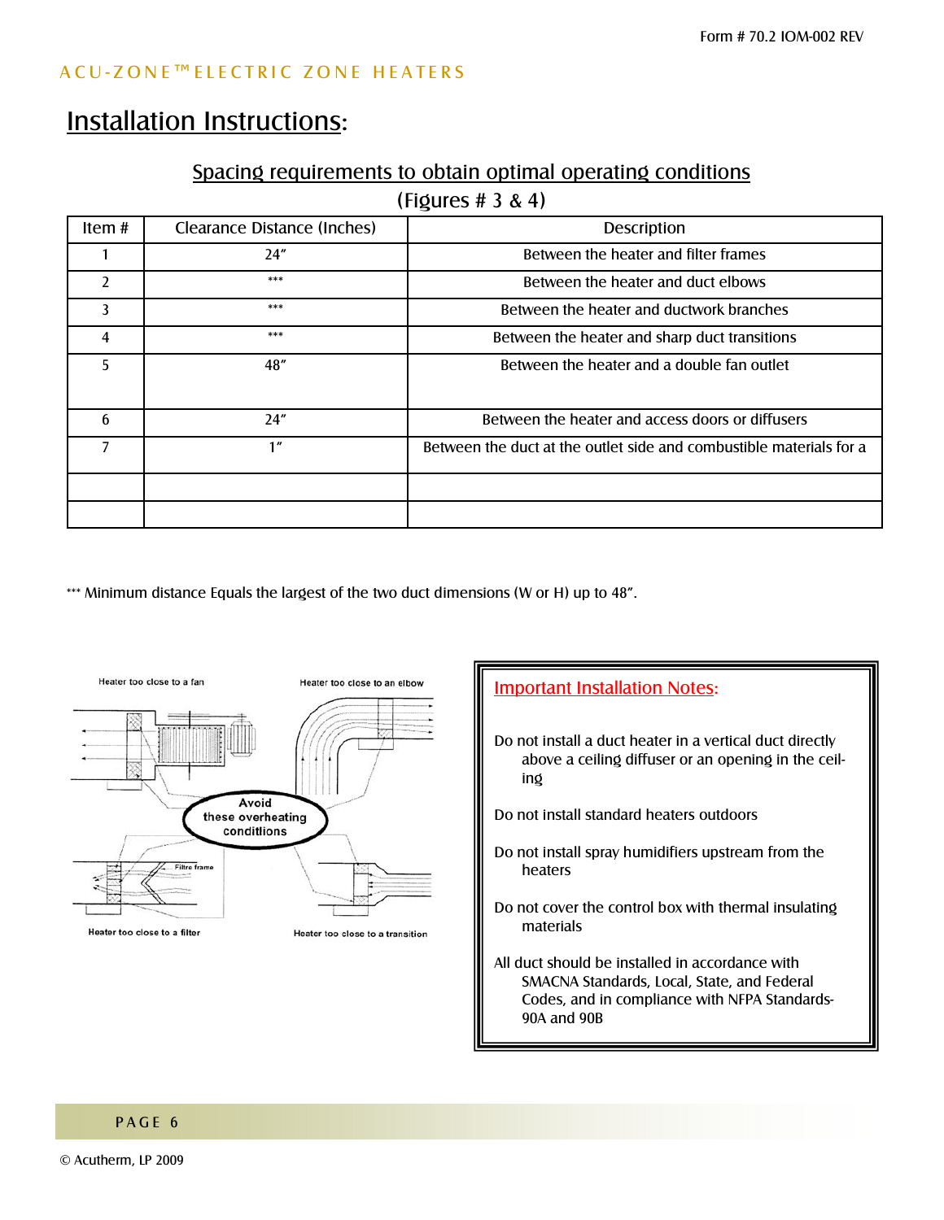# Installation Instructions:

## Spacing requirements to obtain optimal operating conditions

(Figures # 3 & 4)

| Item # | Clearance Distance (Inches) | Description |
|---|---|---|
| 1 | 24" | Between the heater and filter frames |
| 2 | *** | Between the heater and duct elbows |
| 3 | *** | Between the heater and ductwork branches |
| 4 | *** | Between the heater and sharp duct transitions |
| 5 | 48" | Between the heater and a double fan outlet |
| 6 | 24" | Between the heater and access doors or diffusers |
| 7 | 1" | Between the duct at the outlet side and combustible materials for a |
| | | |
| | | |

*** Minimum distance Equals the largest of the two duct dimensions (W or H) up to 48".

Heater too close to a fan

Heater too close to an elbow

Avoid these overheating conditions

Filtre frame

Heater too close to a filter

Heater too close to a transition

**Important Installation Notes:**

Do not install a duct heater in a vertical duct directly above a ceiling diffuser or an opening in the ceiling

Do not install standard heaters outdoors

Do not install spray humidifiers upstream from the heaters

Do not cover the control box with thermal insulating materials

All duct should be installed in accordance with SMACNA Standards, Local, State, and Federal Codes, and in compliance with NFPA Standards-90A and 90B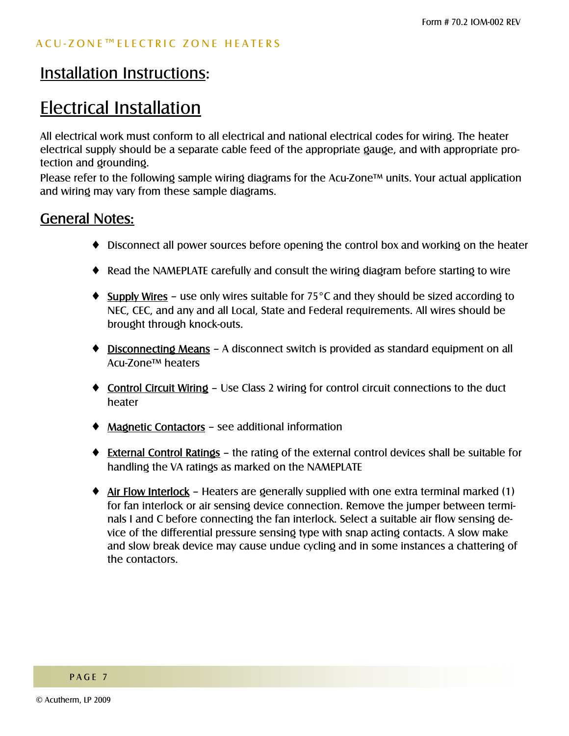# Installation Instructions:

# Electrical Installation

All electrical work must conform to all electrical and national electrical codes for wiring. The heater electrical supply should be a separate cable feed of the appropriate gauge, and with appropriate protection and grounding.

Please refer to the following sample wiring diagrams for the Acu-Zone™ units. Your actual application and wiring may vary from these sample diagrams.

## General Notes:

- Disconnect all power sources before opening the control box and working on the heater
- Read the NAMEPLATE carefully and consult the wiring diagram before starting to wire
- Supply Wires – use only wires suitable for 75°C and they should be sized according to NEC, CEC, and any and all Local, State and Federal requirements. All wires should be brought through knock-outs.
- Disconnecting Means – A disconnect switch is provided as standard equipment on all Acu-Zone™ heaters
- Control Circuit Wiring – Use Class 2 wiring for control circuit connections to the duct heater
- Magnetic Contactors – see additional information
- External Control Ratings – the rating of the external control devices shall be suitable for handling the VA ratings as marked on the NAMEPLATE
- Air Flow Interlock – Heaters are generally supplied with one extra terminal marked (1) for fan interlock or air sensing device connection. Remove the jumper between terminals I and C before connecting the fan interlock. Select a suitable air flow sensing device of the differential pressure sensing type with snap acting contacts. A slow make and slow break device may cause undue cycling and in some instances a chattering of the contactors.

© Acutherm, LP 2009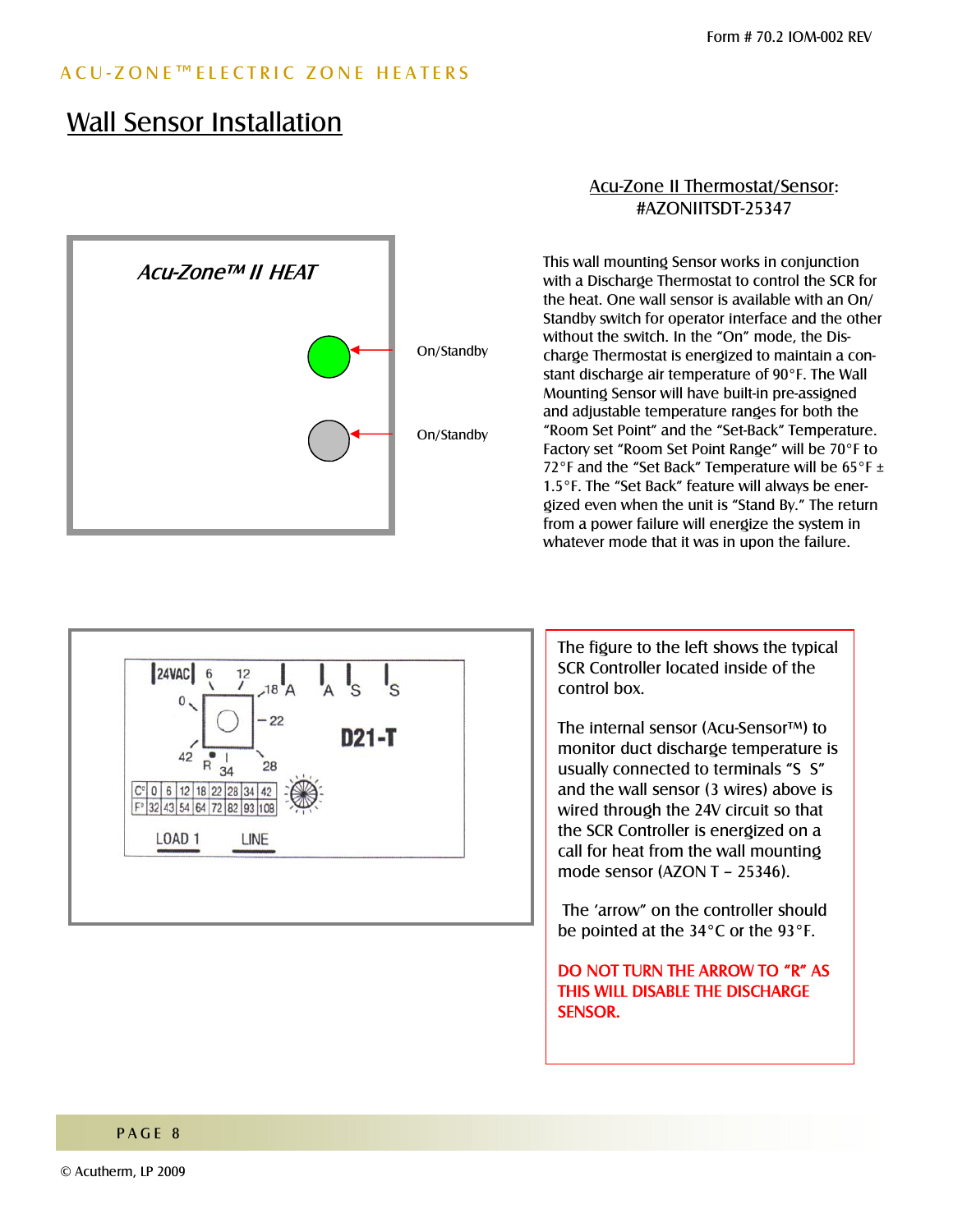Form # 70.2 IOM-002 REV

ACU-ZONE™ ELECTRIC ZONE HEATERS

# Wall Sensor Installation

## Acu-Zone II Thermostat/Sensor: #AZONIITSDT-25347

*Acu-Zone™ II HEAT*

On/Standby

On/Standby

This wall mounting Sensor works in conjunction with a Discharge Thermostat to control the SCR for the heat. One wall sensor is available with an On/Standby switch for operator interface and the other without the switch. In the "On" mode, the Discharge Thermostat is energized to maintain a constant discharge air temperature of 90°F. The Wall Mounting Sensor will have built-in pre-assigned and adjustable temperature ranges for both the "Room Set Point" and the "Set-Back" Temperature. Factory set "Room Set Point Range" will be 70°F to 72°F and the "Set Back" Temperature will be 65°F ± 1.5°F. The "Set Back" feature will always be energized even when the unit is "Stand By." The return from a power failure will energize the system in whatever mode that it was in upon the failure.

24VAC 6 12 18 A A S S

0 22 D21-T

42 R 34 28

| C° | 0 | 6 | 12 | 18 | 22 | 28 | 34 | 42 |
|---|---|---|---|---|---|---|---|---|
| F° | 32 | 43 | 54 | 64 | 72 | 82 | 93 | 108 |

LOAD 1 LINE

The figure to the left shows the typical SCR Controller located inside of the control box.

The internal sensor (Acu-Sensor™) to monitor duct discharge temperature is usually connected to terminals "S S" and the wall sensor (3 wires) above is wired through the 24V circuit so that the SCR Controller is energized on a call for heat from the wall mounting mode sensor (AZON T – 25346).

The 'arrow" on the controller should be pointed at the 34°C or the 93°F.

**DO NOT TURN THE ARROW TO "R" AS THIS WILL DISABLE THE DISCHARGE SENSOR.**

© Acutherm, LP 2009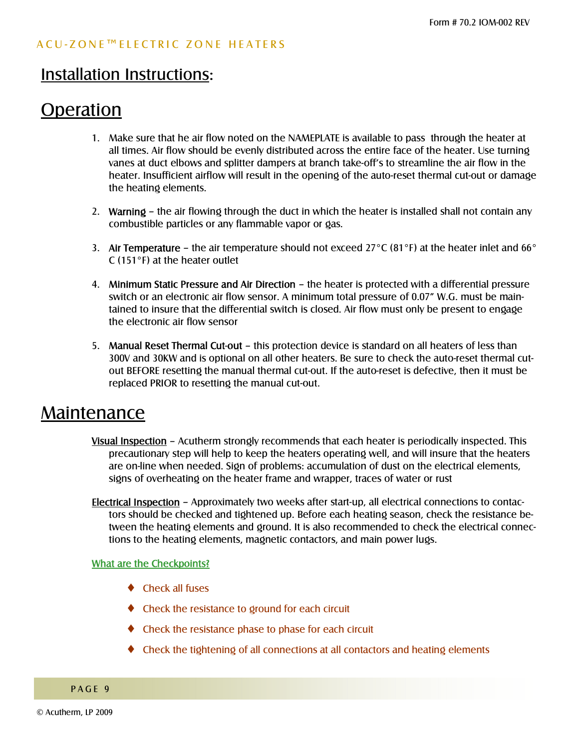# Installation Instructions:

## Operation

1. Make sure that he air flow noted on the NAMEPLATE is available to pass through the heater at all times. Air flow should be evenly distributed across the entire face of the heater. Use turning vanes at duct elbows and splitter dampers at branch take-off's to streamline the air flow in the heater. Insufficient airflow will result in the opening of the auto-reset thermal cut-out or damage the heating elements.

2. **Warning** – the air flowing through the duct in which the heater is installed shall not contain any combustible particles or any flammable vapor or gas.

3. **Air Temperature** – the air temperature should not exceed 27°C (81°F) at the heater inlet and 66° C (151°F) at the heater outlet

4. **Minimum Static Pressure and Air Direction** – the heater is protected with a differential pressure switch or an electronic air flow sensor. A minimum total pressure of 0.07" W.G. must be maintained to insure that the differential switch is closed. Air flow must only be present to engage the electronic air flow sensor

5. **Manual Reset Thermal Cut-out** – this protection device is standard on all heaters of less than 300V and 30KW and is optional on all other heaters. Be sure to check the auto-reset thermal cut-out BEFORE resetting the manual thermal cut-out. If the auto-reset is defective, then it must be replaced PRIOR to resetting the manual cut-out.

## Maintenance

Visual Inspection – Acutherm strongly recommends that each heater is periodically inspected. This precautionary step will help to keep the heaters operating well, and will insure that the heaters are on-line when needed. Sign of problems: accumulation of dust on the electrical elements, signs of overheating on the heater frame and wrapper, traces of water or rust

Electrical Inspection – Approximately two weeks after start-up, all electrical connections to contactors should be checked and tightened up. Before each heating season, check the resistance between the heating elements and ground. It is also recommended to check the electrical connections to the heating elements, magnetic contactors, and main power lugs.

What are the Checkpoints?

- Check all fuses
- Check the resistance to ground for each circuit
- Check the resistance phase to phase for each circuit
- Check the tightening of all connections at all contactors and heating elements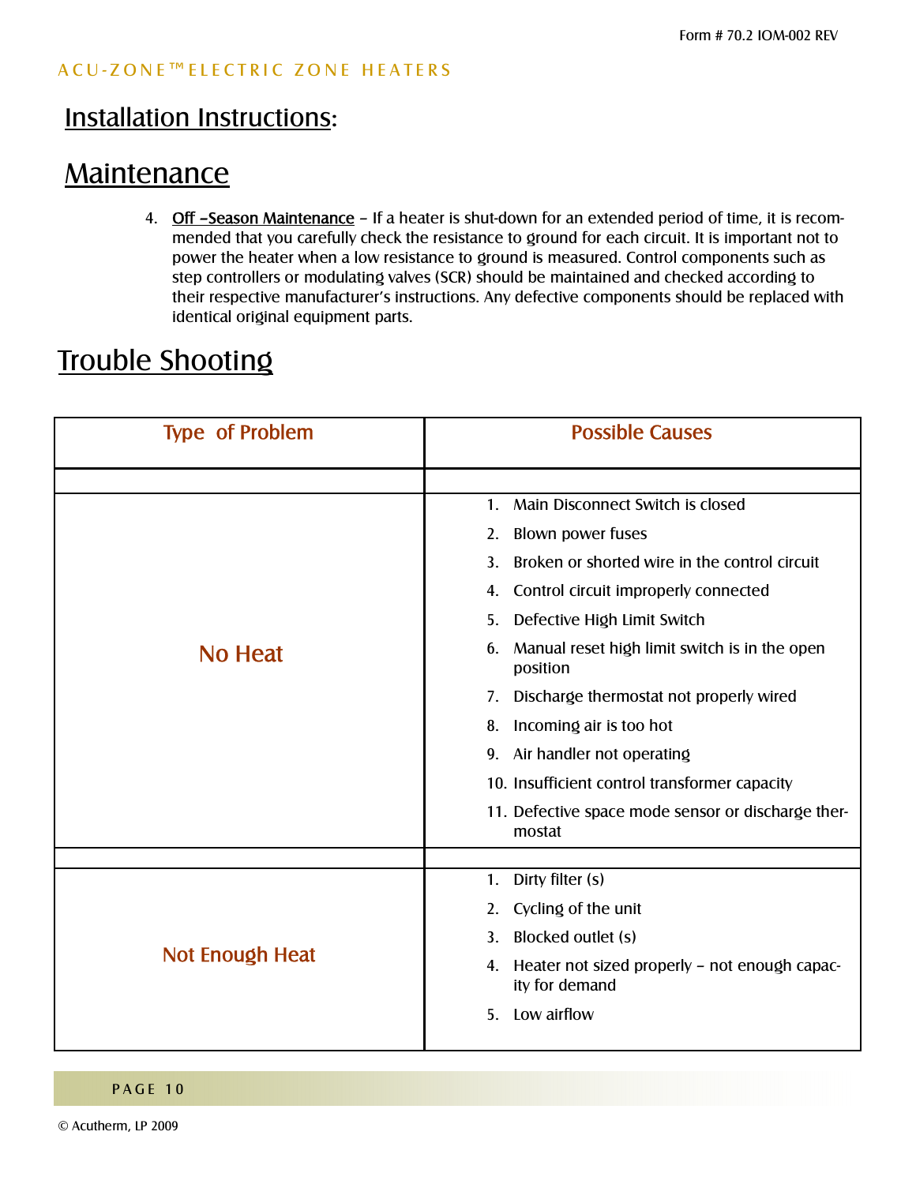ACU-ZONE™ ELECTRIC ZONE HEATERS

## Installation Instructions:

## Maintenance

4. **Off –Season Maintenance** – If a heater is shut-down for an extended period of time, it is recommended that you carefully check the resistance to ground for each circuit. It is important not to power the heater when a low resistance to ground is measured. Control components such as step controllers or modulating valves (SCR) should be maintained and checked according to their respective manufacturer's instructions. Any defective components should be replaced with identical original equipment parts.

## Trouble Shooting

| Type of Problem | Possible Causes |
|---|---|
| No Heat | 1. Main Disconnect Switch is closed<br>2. Blown power fuses<br>3. Broken or shorted wire in the control circuit<br>4. Control circuit improperly connected<br>5. Defective High Limit Switch<br>6. Manual reset high limit switch is in the open position<br>7. Discharge thermostat not properly wired<br>8. Incoming air is too hot<br>9. Air handler not operating<br>10. Insufficient control transformer capacity<br>11. Defective space mode sensor or discharge thermostat |
| Not Enough Heat | 1. Dirty filter (s)<br>2. Cycling of the unit<br>3. Blocked outlet (s)<br>4. Heater not sized properly – not enough capacity for demand<br>5. Low airflow |

© Acutherm, LP 2009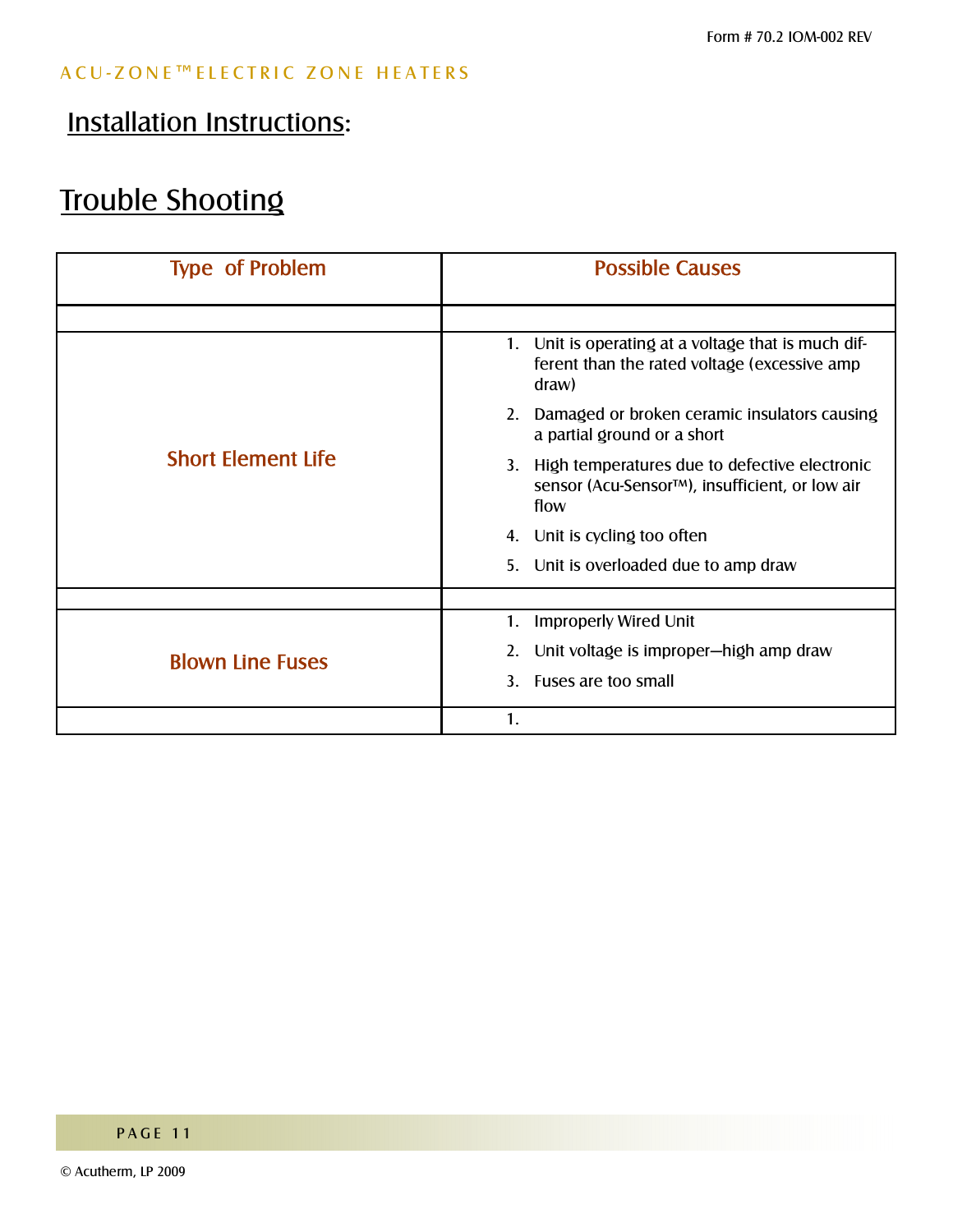## Installation Instructions:

# Trouble Shooting

| Type of Problem | Possible Causes |
|---|---|
| | |
| Short Element Life | 1. Unit is operating at a voltage that is much different than the rated voltage (excessive amp draw)<br>2. Damaged or broken ceramic insulators causing a partial ground or a short<br>3. High temperatures due to defective electronic sensor (Acu-Sensor™), insufficient, or low air flow<br>4. Unit is cycling too often<br>5. Unit is overloaded due to amp draw |
| | |
| Blown Line Fuses | 1. Improperly Wired Unit<br>2. Unit voltage is improper—high amp draw<br>3. Fuses are too small |
| | 1. |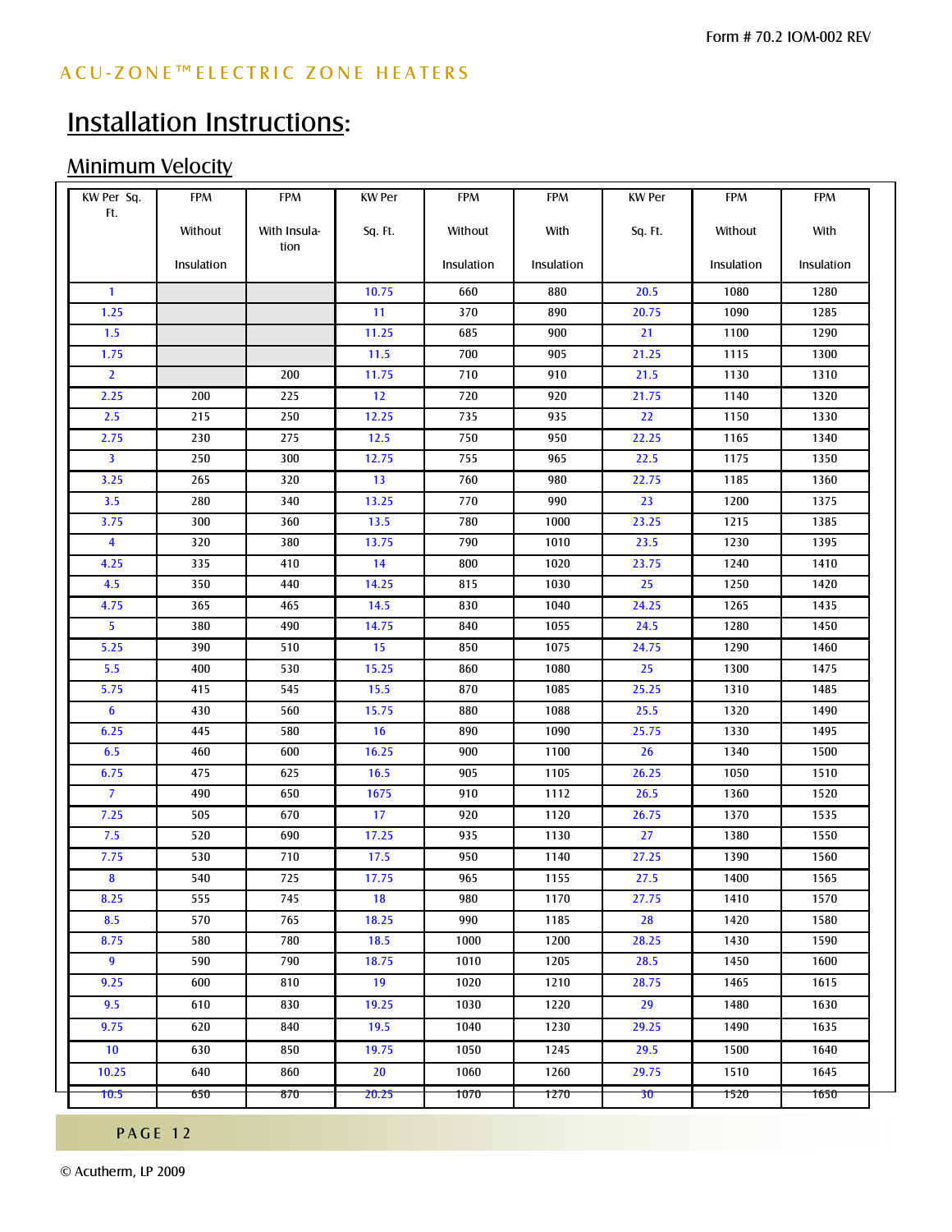ACU-ZONE™ ELECTRIC ZONE HEATERS

# Installation Instructions:

## Minimum Velocity

| KW Per Sq. Ft. | FPM Without Insulation | FPM With Insulation | KW Per Sq. Ft. | FPM Without Insulation | FPM With Insulation | KW Per Sq. Ft. | FPM Without Insulation | FPM With Insulation |
|---|---|---|---|---|---|---|---|---|
| 1 | | | 10.75 | 660 | 880 | 20.5 | 1080 | 1280 |
| 1.25 | | | 11 | 370 | 890 | 20.75 | 1090 | 1285 |
| 1.5 | | | 11.25 | 685 | 900 | 21 | 1100 | 1290 |
| 1.75 | | | 11.5 | 700 | 905 | 21.25 | 1115 | 1300 |
| 2 | | 200 | 11.75 | 710 | 910 | 21.5 | 1130 | 1310 |
| 2.25 | 200 | 225 | 12 | 720 | 920 | 21.75 | 1140 | 1320 |
| 2.5 | 215 | 250 | 12.25 | 735 | 935 | 22 | 1150 | 1330 |
| 2.75 | 230 | 275 | 12.5 | 750 | 950 | 22.25 | 1165 | 1340 |
| 3 | 250 | 300 | 12.75 | 755 | 965 | 22.5 | 1175 | 1350 |
| 3.25 | 265 | 320 | 13 | 760 | 980 | 22.75 | 1185 | 1360 |
| 3.5 | 280 | 340 | 13.25 | 770 | 990 | 23 | 1200 | 1375 |
| 3.75 | 300 | 360 | 13.5 | 780 | 1000 | 23.25 | 1215 | 1385 |
| 4 | 320 | 380 | 13.75 | 790 | 1010 | 23.5 | 1230 | 1395 |
| 4.25 | 335 | 410 | 14 | 800 | 1020 | 23.75 | 1240 | 1410 |
| 4.5 | 350 | 440 | 14.25 | 815 | 1030 | 25 | 1250 | 1420 |
| 4.75 | 365 | 465 | 14.5 | 830 | 1040 | 24.25 | 1265 | 1435 |
| 5 | 380 | 490 | 14.75 | 840 | 1055 | 24.5 | 1280 | 1450 |
| 5.25 | 390 | 510 | 15 | 850 | 1075 | 24.75 | 1290 | 1460 |
| 5.5 | 400 | 530 | 15.25 | 860 | 1080 | 25 | 1300 | 1475 |
| 5.75 | 415 | 545 | 15.5 | 870 | 1085 | 25.25 | 1310 | 1485 |
| 6 | 430 | 560 | 15.75 | 880 | 1088 | 25.5 | 1320 | 1490 |
| 6.25 | 445 | 580 | 16 | 890 | 1090 | 25.75 | 1330 | 1495 |
| 6.5 | 460 | 600 | 16.25 | 900 | 1100 | 26 | 1340 | 1500 |
| 6.75 | 475 | 625 | 16.5 | 905 | 1105 | 26.25 | 1050 | 1510 |
| 7 | 490 | 650 | 1675 | 910 | 1112 | 26.5 | 1360 | 1520 |
| 7.25 | 505 | 670 | 17 | 920 | 1120 | 26.75 | 1370 | 1535 |
| 7.5 | 520 | 690 | 17.25 | 935 | 1130 | 27 | 1380 | 1550 |
| 7.75 | 530 | 710 | 17.5 | 950 | 1140 | 27.25 | 1390 | 1560 |
| 8 | 540 | 725 | 17.75 | 965 | 1155 | 27.5 | 1400 | 1565 |
| 8.25 | 555 | 745 | 18 | 980 | 1170 | 27.75 | 1410 | 1570 |
| 8.5 | 570 | 765 | 18.25 | 990 | 1185 | 28 | 1420 | 1580 |
| 8.75 | 580 | 780 | 18.5 | 1000 | 1200 | 28.25 | 1430 | 1590 |
| 9 | 590 | 790 | 18.75 | 1010 | 1205 | 28.5 | 1450 | 1600 |
| 9.25 | 600 | 810 | 19 | 1020 | 1210 | 28.75 | 1465 | 1615 |
| 9.5 | 610 | 830 | 19.25 | 1030 | 1220 | 29 | 1480 | 1630 |
| 9.75 | 620 | 840 | 19.5 | 1040 | 1230 | 29.25 | 1490 | 1635 |
| 10 | 630 | 850 | 19.75 | 1050 | 1245 | 29.5 | 1500 | 1640 |
| 10.25 | 640 | 860 | 20 | 1060 | 1260 | 29.75 | 1510 | 1645 |
| 10.5 | 650 | 870 | 20.25 | 1070 | 1270 | 30 | 1520 | 1650 |

© Acutherm, LP 2009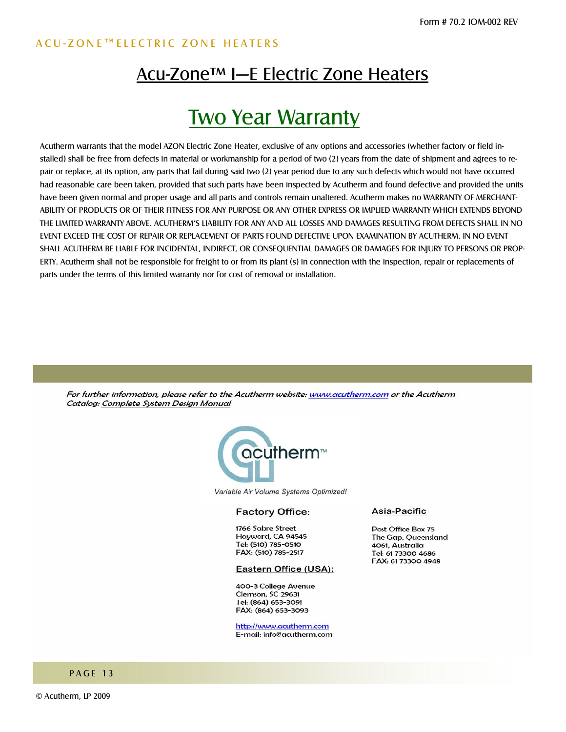# Acu-Zone™ I—E Electric Zone Heaters

## Two Year Warranty

Acutherm warrants that the model AZON Electric Zone Heater, exclusive of any options and accessories (whether factory or field installed) shall be free from defects in material or workmanship for a period of two (2) years from the date of shipment and agrees to repair or replace, at its option, any parts that fail during said two (2) year period due to any such defects which would not have occurred had reasonable care been taken, provided that such parts have been inspected by Acutherm and found defective and provided the units have been given normal and proper usage and all parts and controls remain unaltered. Acutherm makes no WARRANTY OF MERCHANTABILITY OF PRODUCTS OR OF THEIR FITNESS FOR ANY PURPOSE OR ANY OTHER EXPRESS OR IMPLIED WARRANTY WHICH EXTENDS BEYOND THE LIMITED WARRANTY ABOVE. ACUTHERM'S LIABILITY FOR ANY AND ALL LOSSES AND DAMAGES RESULTING FROM DEFECTS SHALL IN NO EVENT EXCEED THE COST OF REPAIR OR REPLACEMENT OF PARTS FOUND DEFECTIVE UPON EXAMINATION BY ACUTHERM. IN NO EVENT SHALL ACUTHERM BE LIABLE FOR INCIDENTAL, INDIRECT, OR CONSEQUENTIAL DAMAGES OR DAMAGES FOR INJURY TO PERSONS OR PROPERTY. Acutherm shall not be responsible for freight to or from its plant (s) in connection with the inspection, repair or replacements of parts under the terms of this limited warranty nor for cost of removal or installation.

*For further information, please refer to the Acutherm website: www.acutherm.com or the Acutherm Catalog: Complete System Design Manual*

acutherm™

*Variable Air Volume Systems Optimized!*

**Factory Office:**

1766 Sabre Street
Hayward, CA 94545
Tel: (510) 785-0510
FAX: (510) 785-2517

**Eastern Office (USA):**

400-3 College Avenue
Clemson, SC 29631
Tel: (864) 653-3091
FAX: (864) 653-3093

http://www.acutherm.com
E-mail: info@acutherm.com

**Asia-Pacific**

Post Office Box 75
The Gap, Queensland
4061, Australia
Tel: 61 73300 4686
FAX: 61 73300 4948

© Acutherm, LP 2009